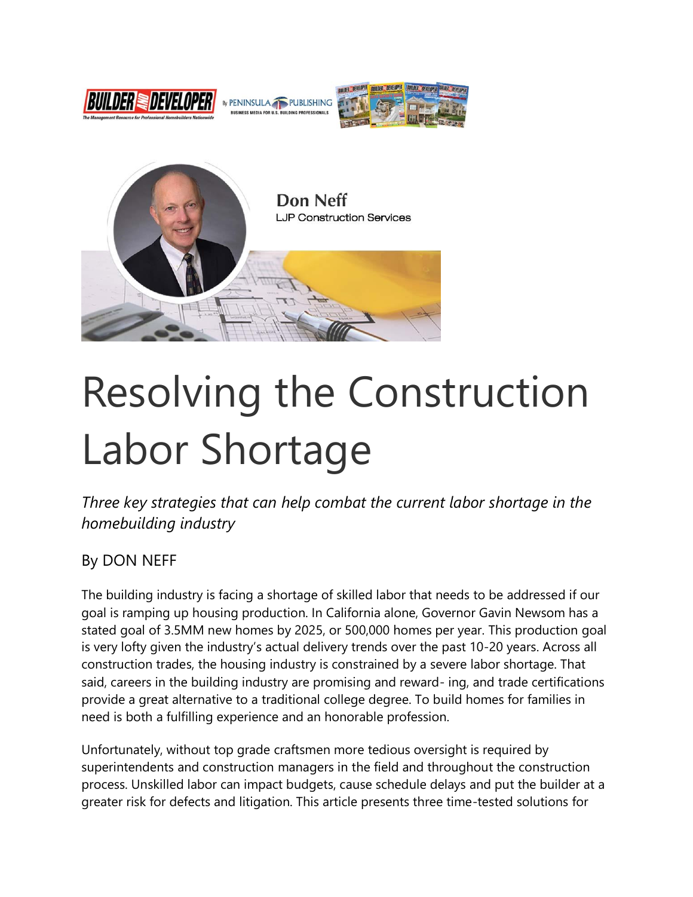Don Neff
LJP Construction Services

# Resolving the Construction Labor Shortage

*Three key strategies that can help combat the current labor shortage in the homebuilding industry*

By DON NEFF

The building industry is facing a shortage of skilled labor that needs to be addressed if our goal is ramping up housing production. In California alone, Governor Gavin Newsom has a stated goal of 3.5MM new homes by 2025, or 500,000 homes per year. This production goal is very lofty given the industry's actual delivery trends over the past 10-20 years. Across all construction trades, the housing industry is constrained by a severe labor shortage. That said, careers in the building industry are promising and reward- ing, and trade certifications provide a great alternative to a traditional college degree. To build homes for families in need is both a fulfilling experience and an honorable profession.

Unfortunately, without top grade craftsmen more tedious oversight is required by superintendents and construction managers in the field and throughout the construction process. Unskilled labor can impact budgets, cause schedule delays and put the builder at a greater risk for defects and litigation. This article presents three time-tested solutions for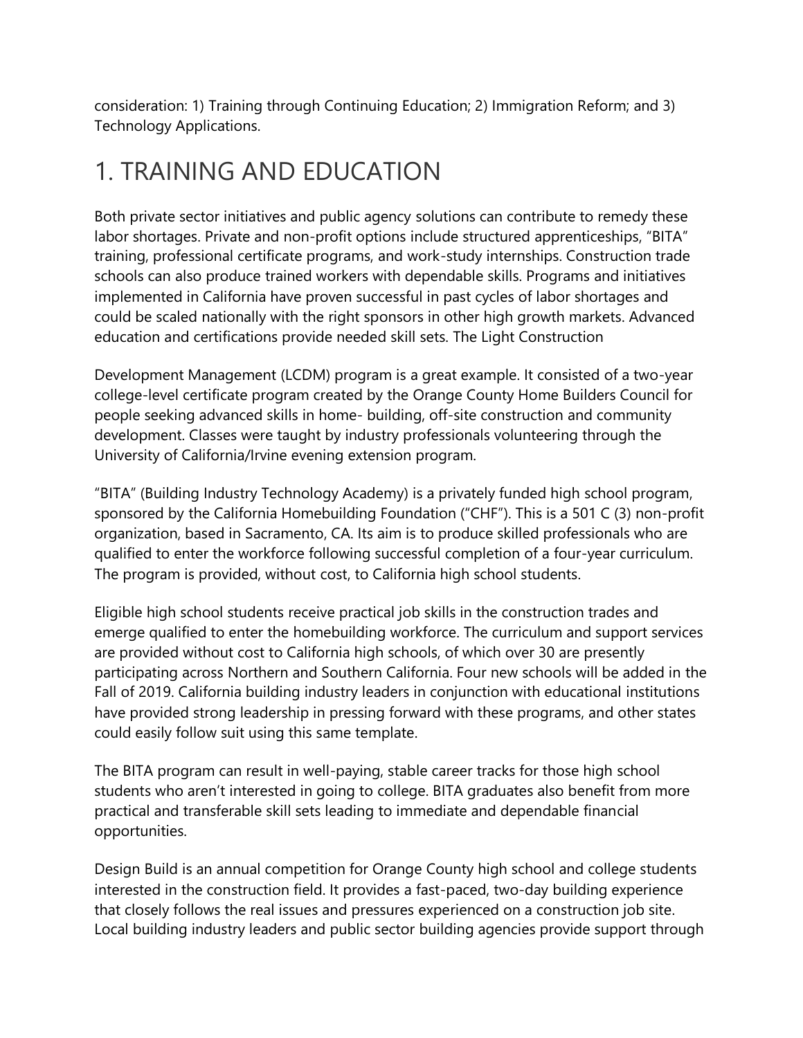consideration: 1) Training through Continuing Education; 2) Immigration Reform; and 3) Technology Applications.

# 1. TRAINING AND EDUCATION

Both private sector initiatives and public agency solutions can contribute to remedy these labor shortages. Private and non-profit options include structured apprenticeships, "BITA" training, professional certificate programs, and work-study internships. Construction trade schools can also produce trained workers with dependable skills. Programs and initiatives implemented in California have proven successful in past cycles of labor shortages and could be scaled nationally with the right sponsors in other high growth markets. Advanced education and certifications provide needed skill sets. The Light Construction

Development Management (LCDM) program is a great example. It consisted of a two-year college-level certificate program created by the Orange County Home Builders Council for people seeking advanced skills in home- building, off-site construction and community development. Classes were taught by industry professionals volunteering through the University of California/Irvine evening extension program.

"BITA" (Building Industry Technology Academy) is a privately funded high school program, sponsored by the California Homebuilding Foundation ("CHF"). This is a 501 C (3) non-profit organization, based in Sacramento, CA. Its aim is to produce skilled professionals who are qualified to enter the workforce following successful completion of a four-year curriculum. The program is provided, without cost, to California high school students.

Eligible high school students receive practical job skills in the construction trades and emerge qualified to enter the homebuilding workforce. The curriculum and support services are provided without cost to California high schools, of which over 30 are presently participating across Northern and Southern California. Four new schools will be added in the Fall of 2019. California building industry leaders in conjunction with educational institutions have provided strong leadership in pressing forward with these programs, and other states could easily follow suit using this same template.

The BITA program can result in well-paying, stable career tracks for those high school students who aren't interested in going to college. BITA graduates also benefit from more practical and transferable skill sets leading to immediate and dependable financial opportunities.

Design Build is an annual competition for Orange County high school and college students interested in the construction field. It provides a fast-paced, two-day building experience that closely follows the real issues and pressures experienced on a construction job site. Local building industry leaders and public sector building agencies provide support through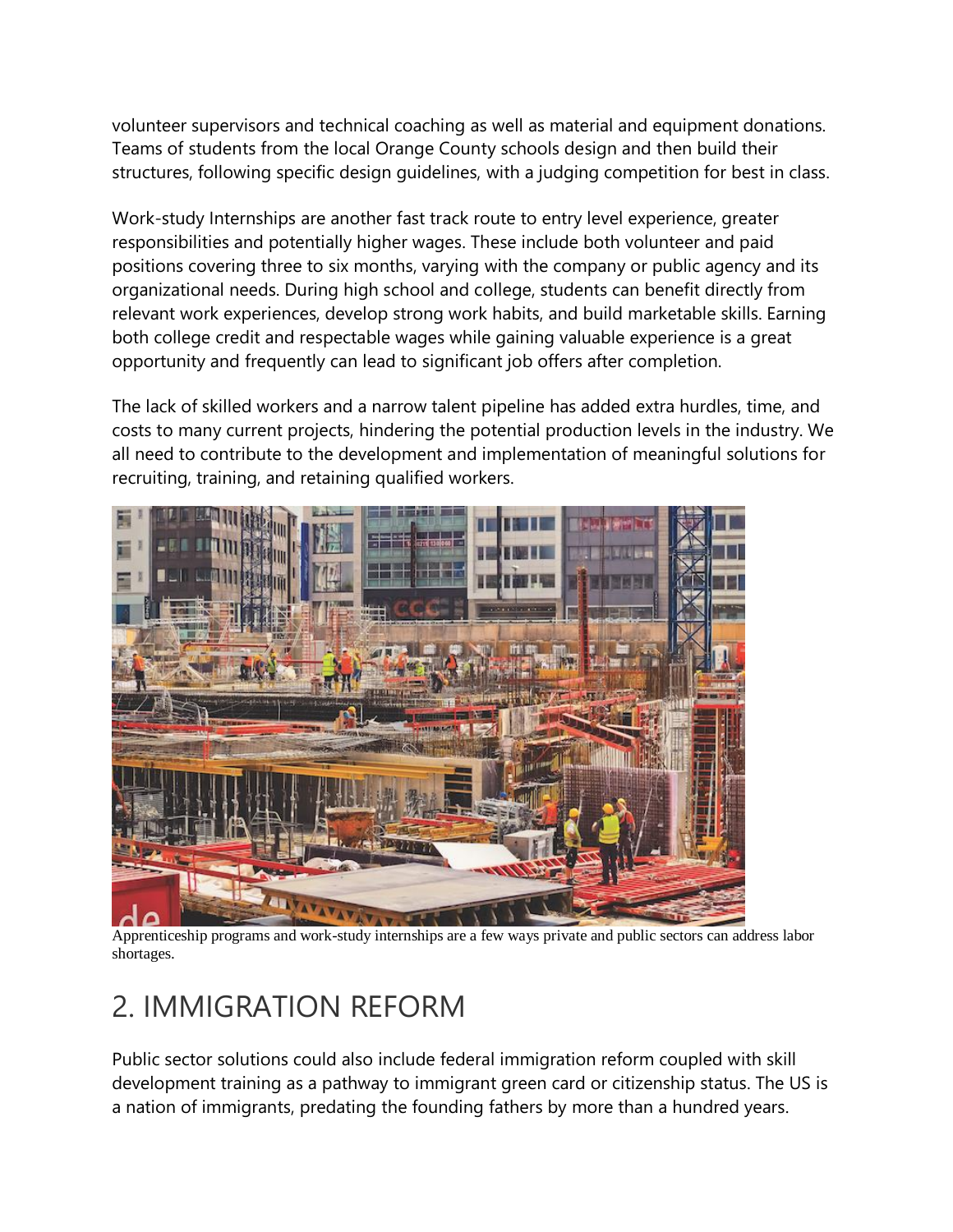volunteer supervisors and technical coaching as well as material and equipment donations. Teams of students from the local Orange County schools design and then build their structures, following specific design guidelines, with a judging competition for best in class.

Work-study Internships are another fast track route to entry level experience, greater responsibilities and potentially higher wages. These include both volunteer and paid positions covering three to six months, varying with the company or public agency and its organizational needs. During high school and college, students can benefit directly from relevant work experiences, develop strong work habits, and build marketable skills. Earning both college credit and respectable wages while gaining valuable experience is a great opportunity and frequently can lead to significant job offers after completion.

The lack of skilled workers and a narrow talent pipeline has added extra hurdles, time, and costs to many current projects, hindering the potential production levels in the industry. We all need to contribute to the development and implementation of meaningful solutions for recruiting, training, and retaining qualified workers.

Apprenticeship programs and work-study internships are a few ways private and public sectors can address labor shortages.

## 2. IMMIGRATION REFORM

Public sector solutions could also include federal immigration reform coupled with skill development training as a pathway to immigrant green card or citizenship status. The US is a nation of immigrants, predating the founding fathers by more than a hundred years.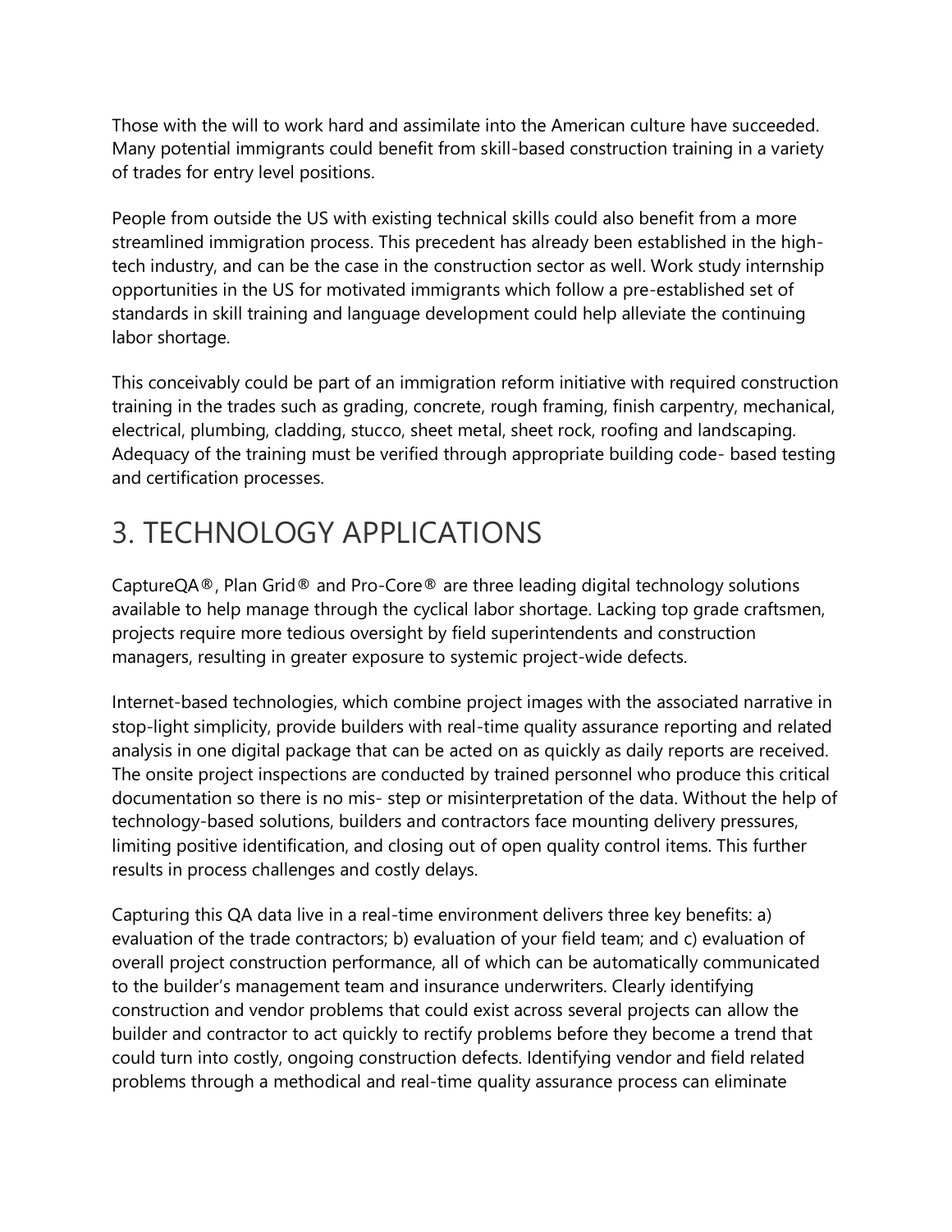Those with the will to work hard and assimilate into the American culture have succeeded. Many potential immigrants could benefit from skill-based construction training in a variety of trades for entry level positions.

People from outside the US with existing technical skills could also benefit from a more streamlined immigration process. This precedent has already been established in the high-tech industry, and can be the case in the construction sector as well. Work study internship opportunities in the US for motivated immigrants which follow a pre-established set of standards in skill training and language development could help alleviate the continuing labor shortage.

This conceivably could be part of an immigration reform initiative with required construction training in the trades such as grading, concrete, rough framing, finish carpentry, mechanical, electrical, plumbing, cladding, stucco, sheet metal, sheet rock, roofing and landscaping. Adequacy of the training must be verified through appropriate building code- based testing and certification processes.

# 3. TECHNOLOGY APPLICATIONS

CaptureQA®, Plan Grid® and Pro-Core® are three leading digital technology solutions available to help manage through the cyclical labor shortage. Lacking top grade craftsmen, projects require more tedious oversight by field superintendents and construction managers, resulting in greater exposure to systemic project-wide defects.

Internet-based technologies, which combine project images with the associated narrative in stop-light simplicity, provide builders with real-time quality assurance reporting and related analysis in one digital package that can be acted on as quickly as daily reports are received. The onsite project inspections are conducted by trained personnel who produce this critical documentation so there is no mis- step or misinterpretation of the data. Without the help of technology-based solutions, builders and contractors face mounting delivery pressures, limiting positive identification, and closing out of open quality control items. This further results in process challenges and costly delays.

Capturing this QA data live in a real-time environment delivers three key benefits: a) evaluation of the trade contractors; b) evaluation of your field team; and c) evaluation of overall project construction performance, all of which can be automatically communicated to the builder's management team and insurance underwriters. Clearly identifying construction and vendor problems that could exist across several projects can allow the builder and contractor to act quickly to rectify problems before they become a trend that could turn into costly, ongoing construction defects. Identifying vendor and field related problems through a methodical and real-time quality assurance process can eliminate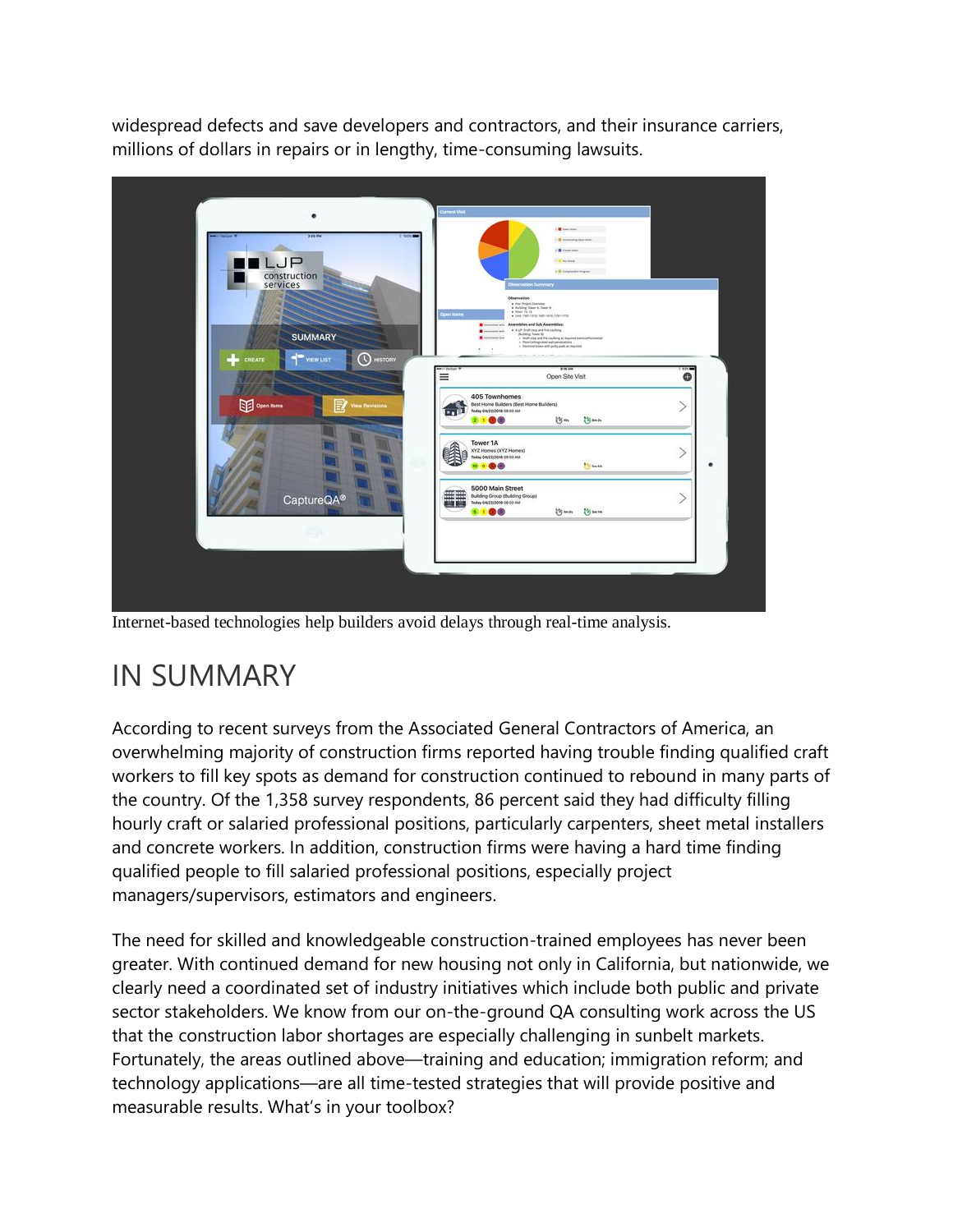widespread defects and save developers and contractors, and their insurance carriers, millions of dollars in repairs or in lengthy, time-consuming lawsuits.

Internet-based technologies help builders avoid delays through real-time analysis.

# IN SUMMARY

According to recent surveys from the Associated General Contractors of America, an overwhelming majority of construction firms reported having trouble finding qualified craft workers to fill key spots as demand for construction continued to rebound in many parts of the country. Of the 1,358 survey respondents, 86 percent said they had difficulty filling hourly craft or salaried professional positions, particularly carpenters, sheet metal installers and concrete workers. In addition, construction firms were having a hard time finding qualified people to fill salaried professional positions, especially project managers/supervisors, estimators and engineers.

The need for skilled and knowledgeable construction-trained employees has never been greater. With continued demand for new housing not only in California, but nationwide, we clearly need a coordinated set of industry initiatives which include both public and private sector stakeholders. We know from our on-the-ground QA consulting work across the US that the construction labor shortages are especially challenging in sunbelt markets. Fortunately, the areas outlined above—training and education; immigration reform; and technology applications—are all time-tested strategies that will provide positive and measurable results. What's in your toolbox?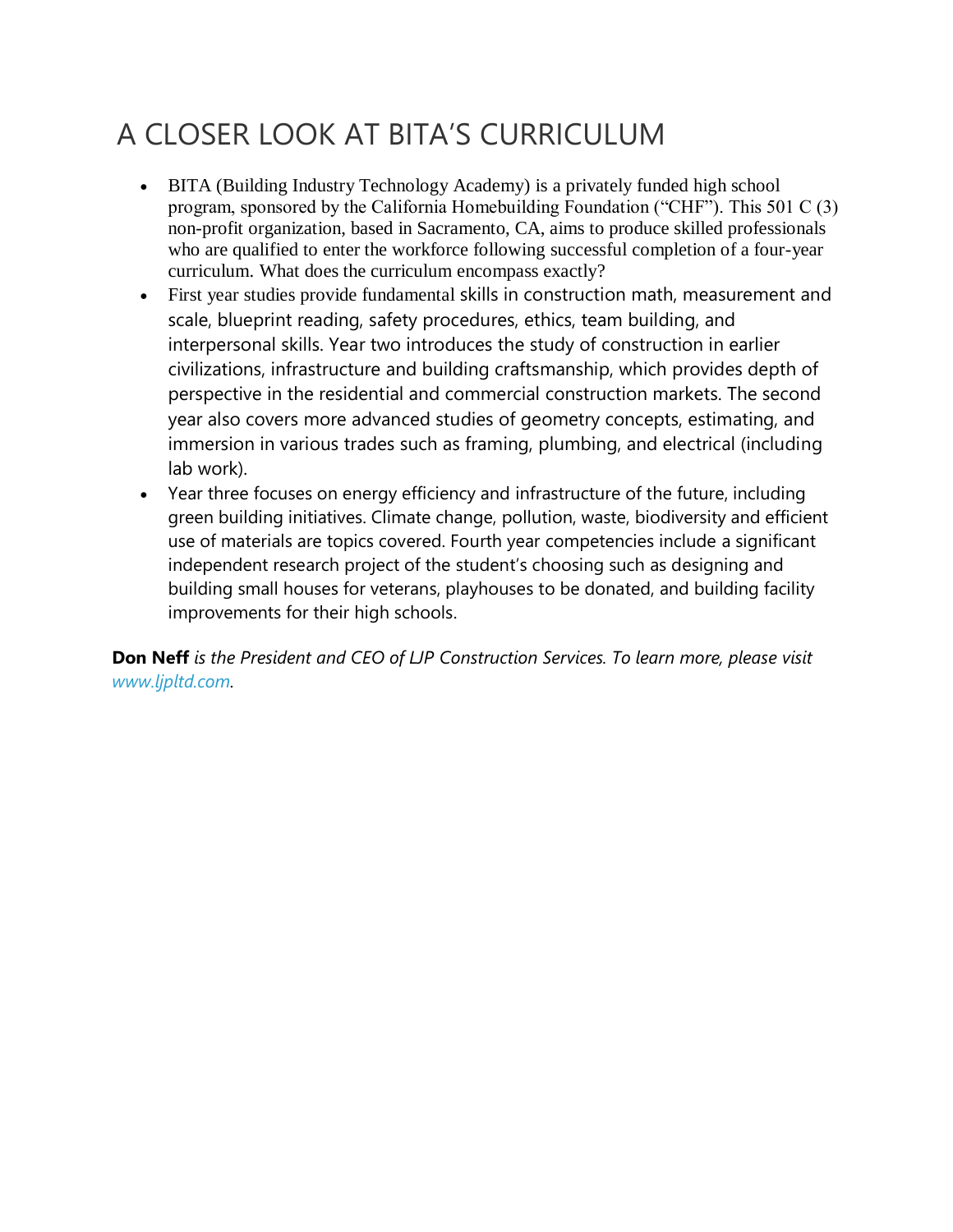# A CLOSER LOOK AT BITA'S CURRICULUM

- BITA (Building Industry Technology Academy) is a privately funded high school program, sponsored by the California Homebuilding Foundation ("CHF"). This 501 C (3) non-profit organization, based in Sacramento, CA, aims to produce skilled professionals who are qualified to enter the workforce following successful completion of a four-year curriculum. What does the curriculum encompass exactly?
- First year studies provide fundamental skills in construction math, measurement and scale, blueprint reading, safety procedures, ethics, team building, and interpersonal skills. Year two introduces the study of construction in earlier civilizations, infrastructure and building craftsmanship, which provides depth of perspective in the residential and commercial construction markets. The second year also covers more advanced studies of geometry concepts, estimating, and immersion in various trades such as framing, plumbing, and electrical (including lab work).
- Year three focuses on energy efficiency and infrastructure of the future, including green building initiatives. Climate change, pollution, waste, biodiversity and efficient use of materials are topics covered. Fourth year competencies include a significant independent research project of the student's choosing such as designing and building small houses for veterans, playhouses to be donated, and building facility improvements for their high schools.

**Don Neff** *is the President and CEO of LJP Construction Services. To learn more, please visit www.ljpltd.com.*